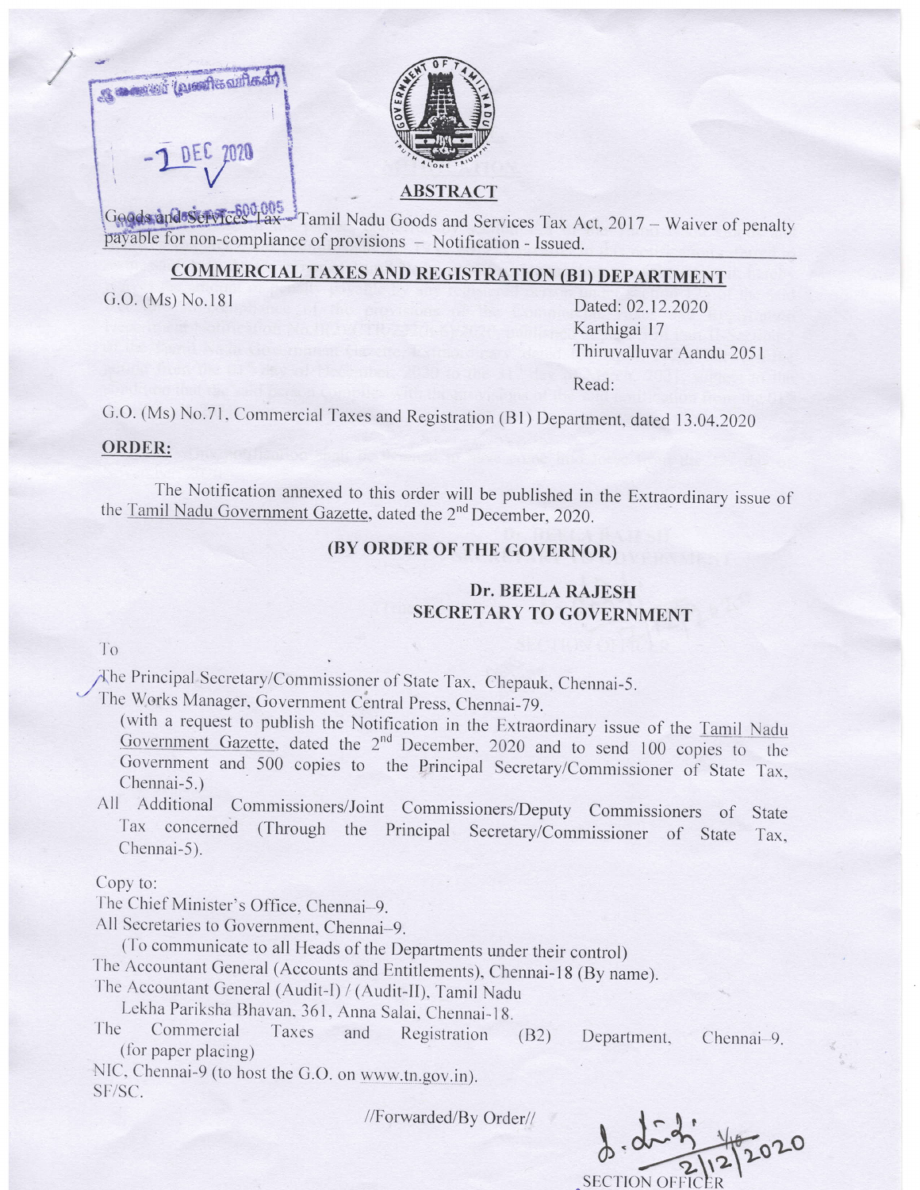## ABSTRACT

Goods and Services Tax – Tamil Nadu Goods and Services Tax Act, 2017 – Waiver of penalty payable for non-compliance of provisions – Notification - Issued.

## COMMERCIAL TAXES AND REGISTRATION (B1) DEPARTMENT

G.O. (Ms) No.181

Dated: 02.12.2020
Karthigai 17
Thiruvalluvar Aandu 2051

Read:

G.O. (Ms) No.71, Commercial Taxes and Registration (B1) Department, dated 13.04.2020

**ORDER:**

The Notification annexed to this order will be published in the Extraordinary issue of the Tamil Nadu Government Gazette, dated the 2nd December, 2020.

**(BY ORDER OF THE GOVERNOR)**

**Dr. BEELA RAJESH**
**SECRETARY TO GOVERNMENT**

To

The Principal Secretary/Commissioner of State Tax, Chepauk, Chennai-5.
The Works Manager, Government Central Press, Chennai-79.
(with a request to publish the Notification in the Extraordinary issue of the Tamil Nadu Government Gazette, dated the 2nd December, 2020 and to send 100 copies to the Government and 500 copies to the Principal Secretary/Commissioner of State Tax, Chennai-5.)
All Additional Commissioners/Joint Commissioners/Deputy Commissioners of State Tax concerned (Through the Principal Secretary/Commissioner of State Tax, Chennai-5).

Copy to:
The Chief Minister's Office, Chennai–9.
All Secretaries to Government, Chennai–9.
(To communicate to all Heads of the Departments under their control)
The Accountant General (Accounts and Entitlements), Chennai-18 (By name).
The Accountant General (Audit-I) / (Audit-II), Tamil Nadu
Lekha Pariksha Bhavan, 361, Anna Salai, Chennai-18.
The Commercial Taxes and Registration (B2) Department, Chennai–9. (for paper placing)
NIC, Chennai-9 (to host the G.O. on www.tn.gov.in).
SF/SC.

//Forwarded/By Order//

SECTION OFFICER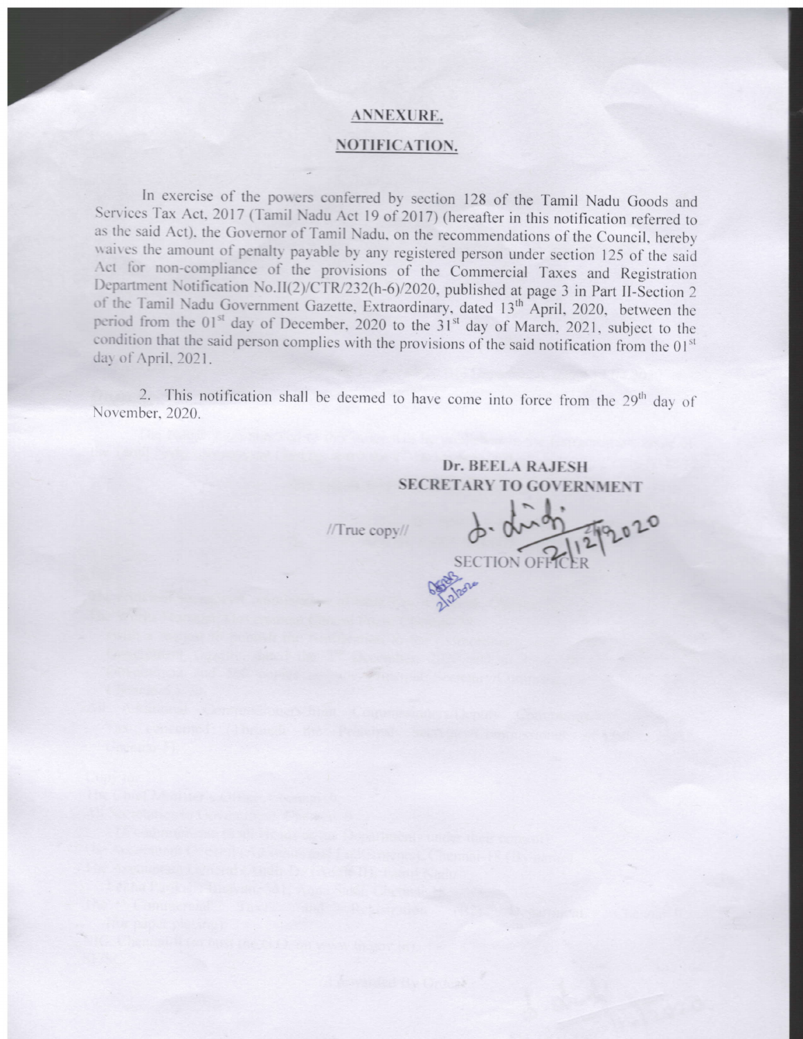## ANNEXURE.

## NOTIFICATION.

In exercise of the powers conferred by section 128 of the Tamil Nadu Goods and Services Tax Act, 2017 (Tamil Nadu Act 19 of 2017) (hereafter in this notification referred to as the said Act), the Governor of Tamil Nadu, on the recommendations of the Council, hereby waives the amount of penalty payable by any registered person under section 125 of the said Act for non-compliance of the provisions of the Commercial Taxes and Registration Department Notification No.II(2)/CTR/232(h-6)/2020, published at page 3 in Part II-Section 2 of the Tamil Nadu Government Gazette, Extraordinary, dated 13th April, 2020, between the period from the 01st day of December, 2020 to the 31st day of March, 2021, subject to the condition that the said person complies with the provisions of the said notification from the 01st day of April, 2021.

2. This notification shall be deemed to have come into force from the 29th day of November, 2020.

**Dr. BEELA RAJESH**
**SECRETARY TO GOVERNMENT**

//True copy//

2/12/2020

SECTION OFFICER